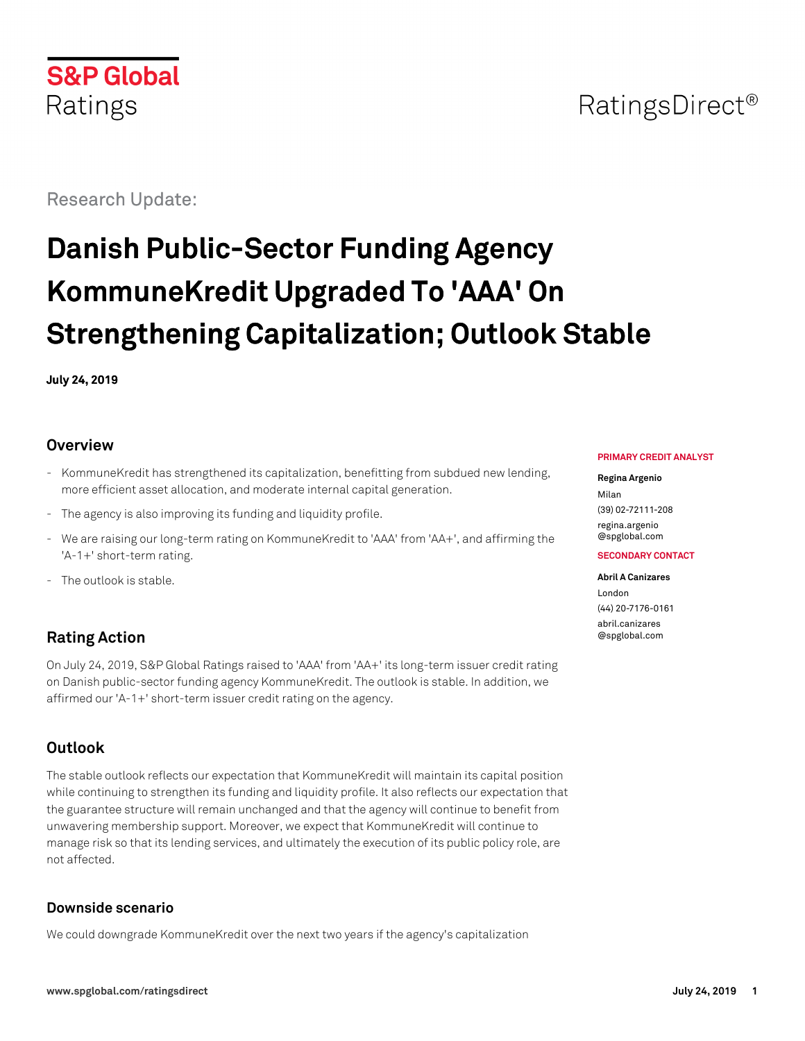S&P Global Ratings

RatingsDirect®

Research Update:

# Danish Public-Sector Funding Agency KommuneKredit Upgraded To 'AAA' On Strengthening Capitalization; Outlook Stable

**July 24, 2019**

## Overview

- KommuneKredit has strengthened its capitalization, benefitting from subdued new lending, more efficient asset allocation, and moderate internal capital generation.
- The agency is also improving its funding and liquidity profile.
- We are raising our long-term rating on KommuneKredit to 'AAA' from 'AA+', and affirming the 'A-1+' short-term rating.
- The outlook is stable.

**PRIMARY CREDIT ANALYST**

**Regina Argenio**
Milan
(39) 02-72111-208
regina.argenio@spglobal.com

**SECONDARY CONTACT**

**Abril A Canizares**
London
(44) 20-7176-0161
abril.canizares@spglobal.com

## Rating Action

On July 24, 2019, S&P Global Ratings raised to 'AAA' from 'AA+' its long-term issuer credit rating on Danish public-sector funding agency KommuneKredit. The outlook is stable. In addition, we affirmed our 'A-1+' short-term issuer credit rating on the agency.

## Outlook

The stable outlook reflects our expectation that KommuneKredit will maintain its capital position while continuing to strengthen its funding and liquidity profile. It also reflects our expectation that the guarantee structure will remain unchanged and that the agency will continue to benefit from unwavering membership support. Moreover, we expect that KommuneKredit will continue to manage risk so that its lending services, and ultimately the execution of its public policy role, are not affected.

### Downside scenario

We could downgrade KommuneKredit over the next two years if the agency's capitalization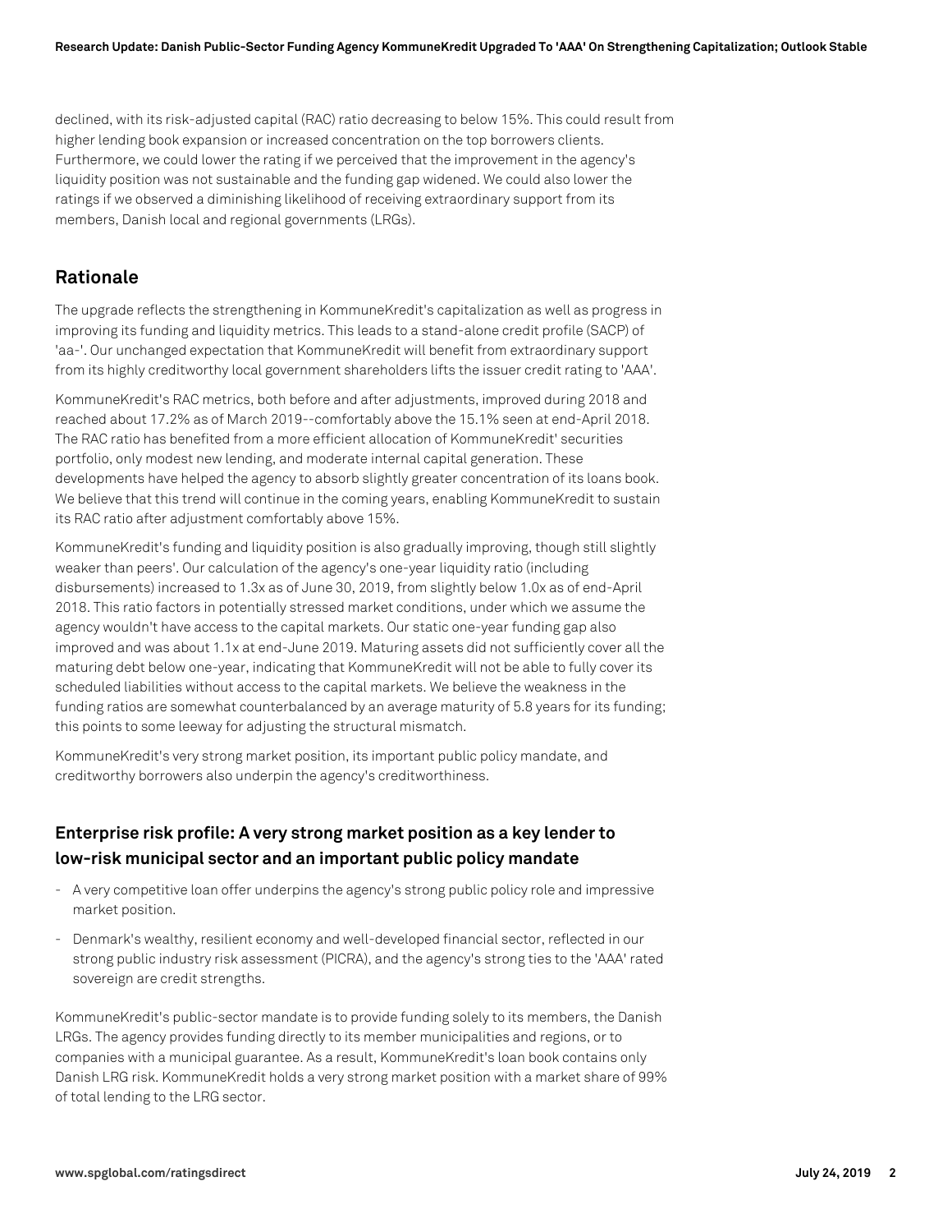declined, with its risk-adjusted capital (RAC) ratio decreasing to below 15%. This could result from higher lending book expansion or increased concentration on the top borrowers clients. Furthermore, we could lower the rating if we perceived that the improvement in the agency's liquidity position was not sustainable and the funding gap widened. We could also lower the ratings if we observed a diminishing likelihood of receiving extraordinary support from its members, Danish local and regional governments (LRGs).

## Rationale

The upgrade reflects the strengthening in KommuneKredit's capitalization as well as progress in improving its funding and liquidity metrics. This leads to a stand-alone credit profile (SACP) of 'aa-'. Our unchanged expectation that KommuneKredit will benefit from extraordinary support from its highly creditworthy local government shareholders lifts the issuer credit rating to 'AAA'.

KommuneKredit's RAC metrics, both before and after adjustments, improved during 2018 and reached about 17.2% as of March 2019--comfortably above the 15.1% seen at end-April 2018. The RAC ratio has benefited from a more efficient allocation of KommuneKredit' securities portfolio, only modest new lending, and moderate internal capital generation. These developments have helped the agency to absorb slightly greater concentration of its loans book. We believe that this trend will continue in the coming years, enabling KommuneKredit to sustain its RAC ratio after adjustment comfortably above 15%.

KommuneKredit's funding and liquidity position is also gradually improving, though still slightly weaker than peers'. Our calculation of the agency's one-year liquidity ratio (including disbursements) increased to 1.3x as of June 30, 2019, from slightly below 1.0x as of end-April 2018. This ratio factors in potentially stressed market conditions, under which we assume the agency wouldn't have access to the capital markets. Our static one-year funding gap also improved and was about 1.1x at end-June 2019. Maturing assets did not sufficiently cover all the maturing debt below one-year, indicating that KommuneKredit will not be able to fully cover its scheduled liabilities without access to the capital markets. We believe the weakness in the funding ratios are somewhat counterbalanced by an average maturity of 5.8 years for its funding; this points to some leeway for adjusting the structural mismatch.

KommuneKredit's very strong market position, its important public policy mandate, and creditworthy borrowers also underpin the agency's creditworthiness.

### Enterprise risk profile: A very strong market position as a key lender to low-risk municipal sector and an important public policy mandate

- A very competitive loan offer underpins the agency's strong public policy role and impressive market position.
- Denmark's wealthy, resilient economy and well-developed financial sector, reflected in our strong public industry risk assessment (PICRA), and the agency's strong ties to the 'AAA' rated sovereign are credit strengths.

KommuneKredit's public-sector mandate is to provide funding solely to its members, the Danish LRGs. The agency provides funding directly to its member municipalities and regions, or to companies with a municipal guarantee. As a result, KommuneKredit's loan book contains only Danish LRG risk. KommuneKredit holds a very strong market position with a market share of 99% of total lending to the LRG sector.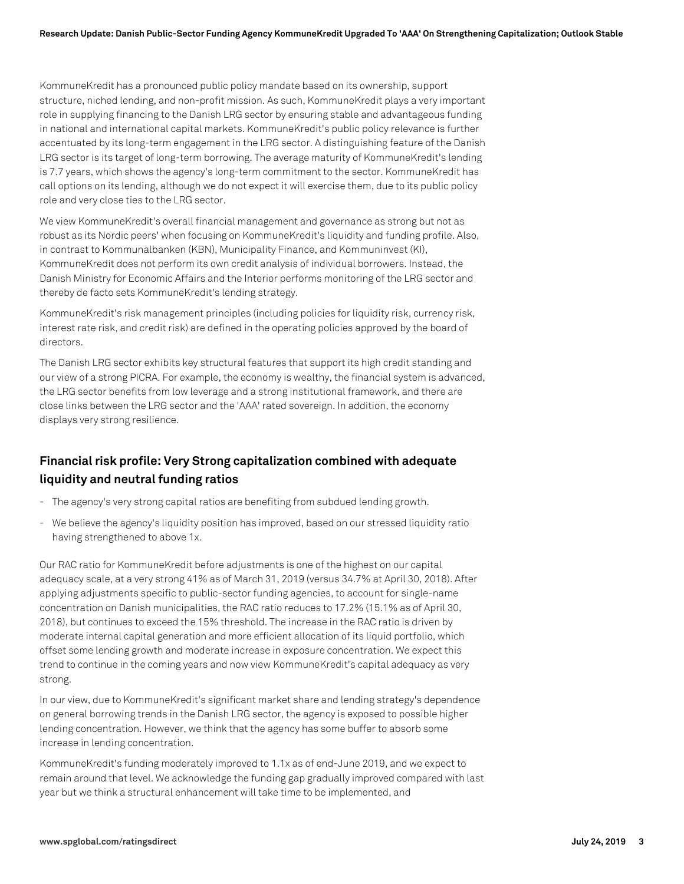KommuneKredit has a pronounced public policy mandate based on its ownership, support structure, niched lending, and non-profit mission. As such, KommuneKredit plays a very important role in supplying financing to the Danish LRG sector by ensuring stable and advantageous funding in national and international capital markets. KommuneKredit's public policy relevance is further accentuated by its long-term engagement in the LRG sector. A distinguishing feature of the Danish LRG sector is its target of long-term borrowing. The average maturity of KommuneKredit's lending is 7.7 years, which shows the agency's long-term commitment to the sector. KommuneKredit has call options on its lending, although we do not expect it will exercise them, due to its public policy role and very close ties to the LRG sector.

We view KommuneKredit's overall financial management and governance as strong but not as robust as its Nordic peers' when focusing on KommuneKredit's liquidity and funding profile. Also, in contrast to Kommunalbanken (KBN), Municipality Finance, and Kommuninvest (KI), KommuneKredit does not perform its own credit analysis of individual borrowers. Instead, the Danish Ministry for Economic Affairs and the Interior performs monitoring of the LRG sector and thereby de facto sets KommuneKredit's lending strategy.

KommuneKredit's risk management principles (including policies for liquidity risk, currency risk, interest rate risk, and credit risk) are defined in the operating policies approved by the board of directors.

The Danish LRG sector exhibits key structural features that support its high credit standing and our view of a strong PICRA. For example, the economy is wealthy, the financial system is advanced, the LRG sector benefits from low leverage and a strong institutional framework, and there are close links between the LRG sector and the 'AAA' rated sovereign. In addition, the economy displays very strong resilience.

## Financial risk profile: Very Strong capitalization combined with adequate liquidity and neutral funding ratios

- The agency's very strong capital ratios are benefiting from subdued lending growth.
- We believe the agency's liquidity position has improved, based on our stressed liquidity ratio having strengthened to above 1x.

Our RAC ratio for KommuneKredit before adjustments is one of the highest on our capital adequacy scale, at a very strong 41% as of March 31, 2019 (versus 34.7% at April 30, 2018). After applying adjustments specific to public-sector funding agencies, to account for single-name concentration on Danish municipalities, the RAC ratio reduces to 17.2% (15.1% as of April 30, 2018), but continues to exceed the 15% threshold. The increase in the RAC ratio is driven by moderate internal capital generation and more efficient allocation of its liquid portfolio, which offset some lending growth and moderate increase in exposure concentration. We expect this trend to continue in the coming years and now view KommuneKredit's capital adequacy as very strong.

In our view, due to KommuneKredit's significant market share and lending strategy's dependence on general borrowing trends in the Danish LRG sector, the agency is exposed to possible higher lending concentration. However, we think that the agency has some buffer to absorb some increase in lending concentration.

KommuneKredit's funding moderately improved to 1.1x as of end-June 2019, and we expect to remain around that level. We acknowledge the funding gap gradually improved compared with last year but we think a structural enhancement will take time to be implemented, and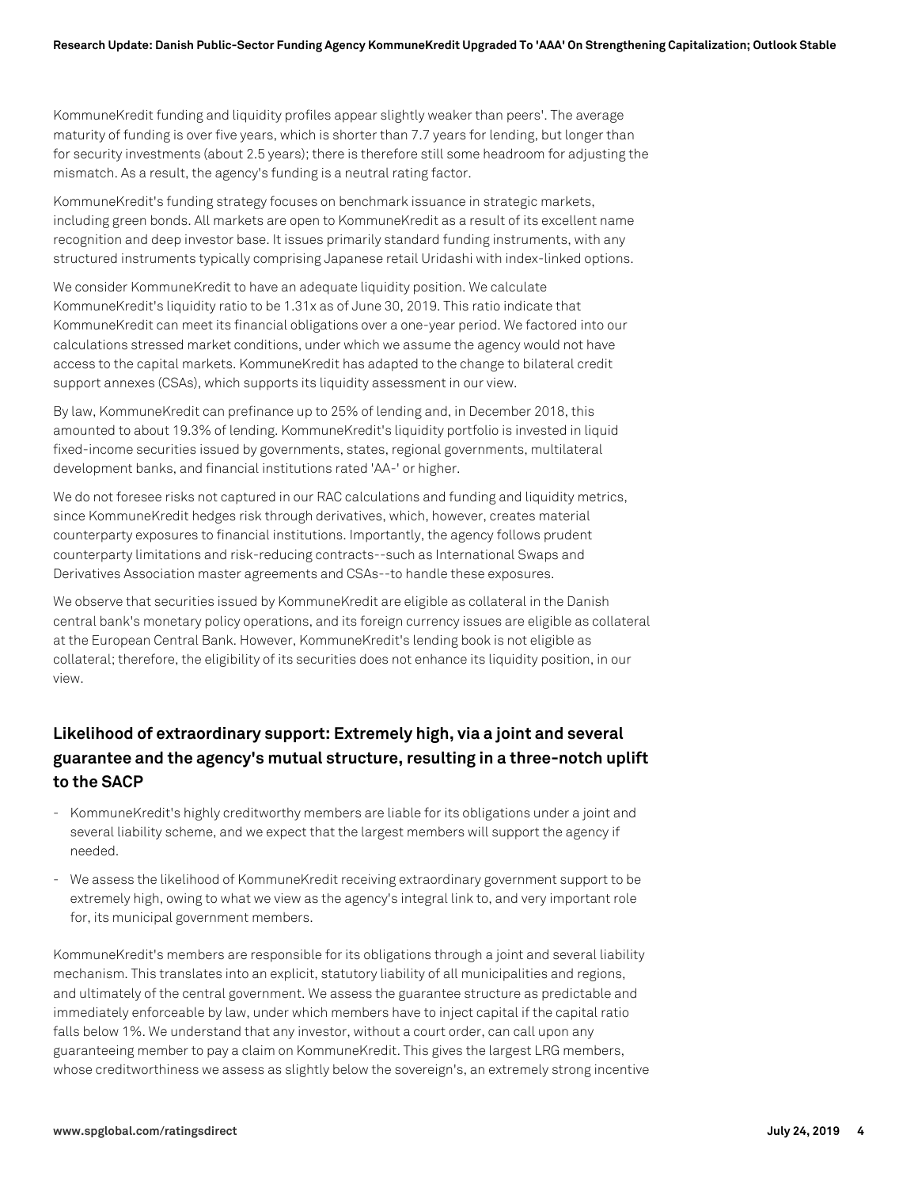KommuneKredit funding and liquidity profiles appear slightly weaker than peers'. The average maturity of funding is over five years, which is shorter than 7.7 years for lending, but longer than for security investments (about 2.5 years); there is therefore still some headroom for adjusting the mismatch. As a result, the agency's funding is a neutral rating factor.

KommuneKredit's funding strategy focuses on benchmark issuance in strategic markets, including green bonds. All markets are open to KommuneKredit as a result of its excellent name recognition and deep investor base. It issues primarily standard funding instruments, with any structured instruments typically comprising Japanese retail Uridashi with index-linked options.

We consider KommuneKredit to have an adequate liquidity position. We calculate KommuneKredit's liquidity ratio to be 1.31x as of June 30, 2019. This ratio indicate that KommuneKredit can meet its financial obligations over a one-year period. We factored into our calculations stressed market conditions, under which we assume the agency would not have access to the capital markets. KommuneKredit has adapted to the change to bilateral credit support annexes (CSAs), which supports its liquidity assessment in our view.

By law, KommuneKredit can prefinance up to 25% of lending and, in December 2018, this amounted to about 19.3% of lending. KommuneKredit's liquidity portfolio is invested in liquid fixed-income securities issued by governments, states, regional governments, multilateral development banks, and financial institutions rated 'AA-' or higher.

We do not foresee risks not captured in our RAC calculations and funding and liquidity metrics, since KommuneKredit hedges risk through derivatives, which, however, creates material counterparty exposures to financial institutions. Importantly, the agency follows prudent counterparty limitations and risk-reducing contracts--such as International Swaps and Derivatives Association master agreements and CSAs--to handle these exposures.

We observe that securities issued by KommuneKredit are eligible as collateral in the Danish central bank's monetary policy operations, and its foreign currency issues are eligible as collateral at the European Central Bank. However, KommuneKredit's lending book is not eligible as collateral; therefore, the eligibility of its securities does not enhance its liquidity position, in our view.

## Likelihood of extraordinary support: Extremely high, via a joint and several guarantee and the agency's mutual structure, resulting in a three-notch uplift to the SACP

- KommuneKredit's highly creditworthy members are liable for its obligations under a joint and several liability scheme, and we expect that the largest members will support the agency if needed.
- We assess the likelihood of KommuneKredit receiving extraordinary government support to be extremely high, owing to what we view as the agency's integral link to, and very important role for, its municipal government members.

KommuneKredit's members are responsible for its obligations through a joint and several liability mechanism. This translates into an explicit, statutory liability of all municipalities and regions, and ultimately of the central government. We assess the guarantee structure as predictable and immediately enforceable by law, under which members have to inject capital if the capital ratio falls below 1%. We understand that any investor, without a court order, can call upon any guaranteeing member to pay a claim on KommuneKredit. This gives the largest LRG members, whose creditworthiness we assess as slightly below the sovereign's, an extremely strong incentive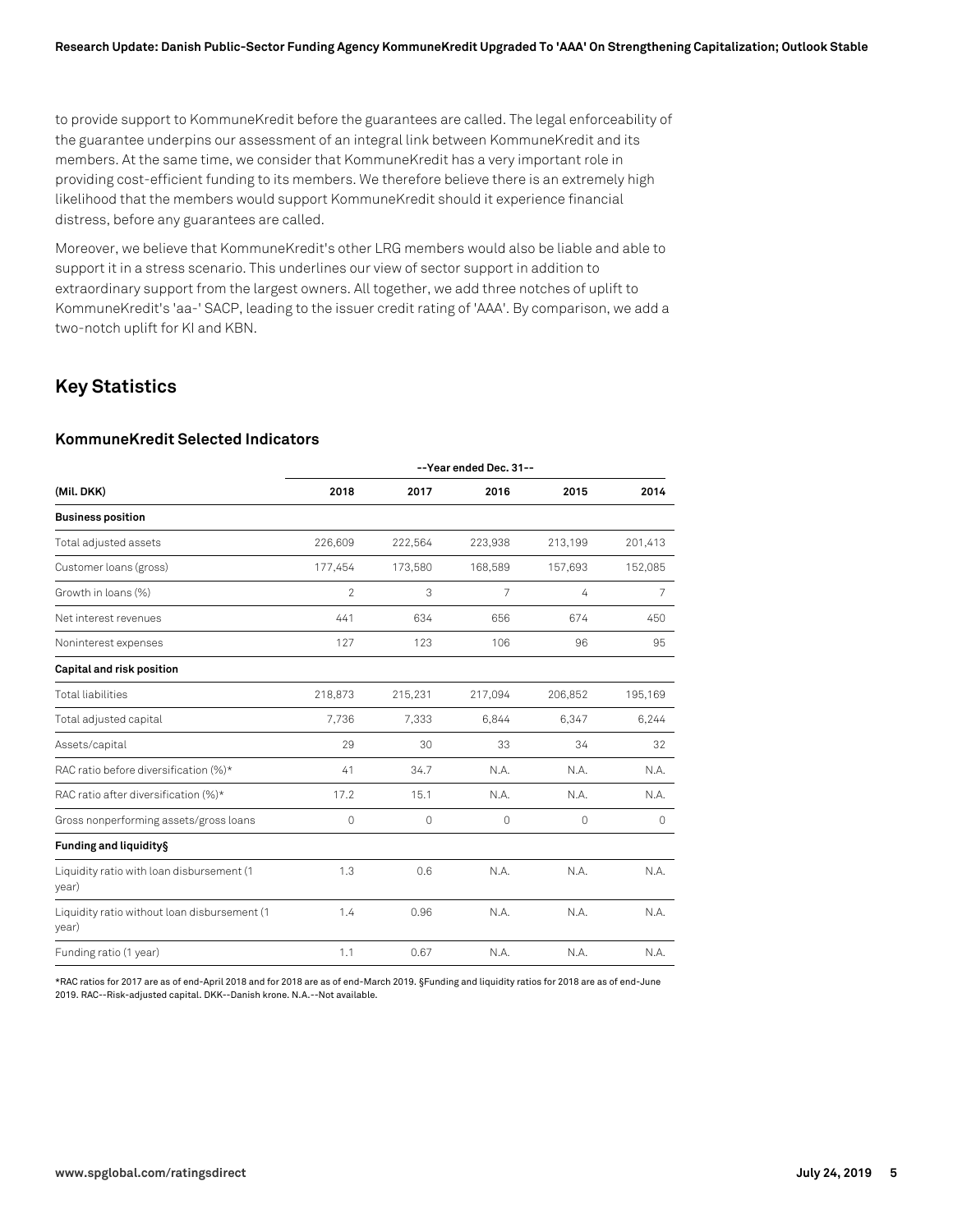to provide support to KommuneKredit before the guarantees are called. The legal enforceability of the guarantee underpins our assessment of an integral link between KommuneKredit and its members. At the same time, we consider that KommuneKredit has a very important role in providing cost-efficient funding to its members. We therefore believe there is an extremely high likelihood that the members would support KommuneKredit should it experience financial distress, before any guarantees are called.

Moreover, we believe that KommuneKredit's other LRG members would also be liable and able to support it in a stress scenario. This underlines our view of sector support in addition to extraordinary support from the largest owners. All together, we add three notches of uplift to KommuneKredit's 'aa-' SACP, leading to the issuer credit rating of 'AAA'. By comparison, we add a two-notch uplift for KI and KBN.

## Key Statistics

### KommuneKredit Selected Indicators

| | --Year ended Dec. 31-- | | | | |
|---|---|---|---|---|---|
| **(Mil. DKK)** | **2018** | **2017** | **2016** | **2015** | **2014** |
| **Business position** | | | | | |
| Total adjusted assets | 226,609 | 222,564 | 223,938 | 213,199 | 201,413 |
| Customer loans (gross) | 177,454 | 173,580 | 168,589 | 157,693 | 152,085 |
| Growth in loans (%) | 2 | 3 | 7 | 4 | 7 |
| Net interest revenues | 441 | 634 | 656 | 674 | 450 |
| Noninterest expenses | 127 | 123 | 106 | 96 | 95 |
| **Capital and risk position** | | | | | |
| Total liabilities | 218,873 | 215,231 | 217,094 | 206,852 | 195,169 |
| Total adjusted capital | 7,736 | 7,333 | 6,844 | 6,347 | 6,244 |
| Assets/capital | 29 | 30 | 33 | 34 | 32 |
| RAC ratio before diversification (%)* | 41 | 34.7 | N.A. | N.A. | N.A. |
| RAC ratio after diversification (%)* | 17.2 | 15.1 | N.A. | N.A. | N.A. |
| Gross nonperforming assets/gross loans | 0 | 0 | 0 | 0 | 0 |
| **Funding and liquidity§** | | | | | |
| Liquidity ratio with loan disbursement (1 year) | 1.3 | 0.6 | N.A. | N.A. | N.A. |
| Liquidity ratio without loan disbursement (1 year) | 1.4 | 0.96 | N.A. | N.A. | N.A. |
| Funding ratio (1 year) | 1.1 | 0.67 | N.A. | N.A. | N.A. |

*RAC ratios for 2017 are as of end-April 2018 and for 2018 are as of end-March 2019. §Funding and liquidity ratios for 2018 are as of end-June 2019. RAC--Risk-adjusted capital. DKK--Danish krone. N.A.--Not available.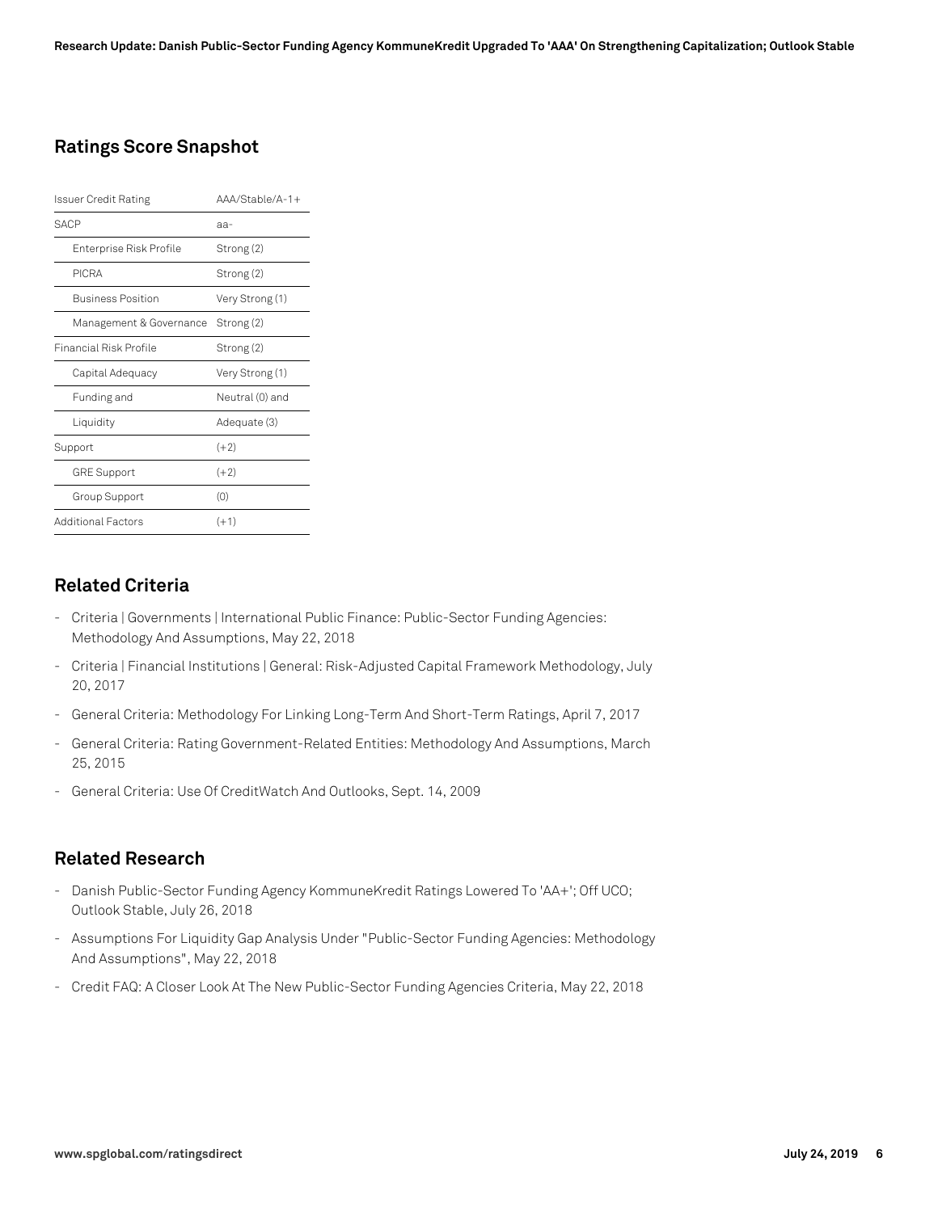## Ratings Score Snapshot

| Issuer Credit Rating | AAA/Stable/A-1+ |
|---|---|
| SACP | aa- |
| Enterprise Risk Profile | Strong (2) |
| PICRA | Strong (2) |
| Business Position | Very Strong (1) |
| Management & Governance | Strong (2) |
| Financial Risk Profile | Strong (2) |
| Capital Adequacy | Very Strong (1) |
| Funding and | Neutral (0) and |
| Liquidity | Adequate (3) |
| Support | (+2) |
| GRE Support | (+2) |
| Group Support | (0) |
| Additional Factors | (+1) |

## Related Criteria

- Criteria | Governments | International Public Finance: Public-Sector Funding Agencies: Methodology And Assumptions, May 22, 2018
- Criteria | Financial Institutions | General: Risk-Adjusted Capital Framework Methodology, July 20, 2017
- General Criteria: Methodology For Linking Long-Term And Short-Term Ratings, April 7, 2017
- General Criteria: Rating Government-Related Entities: Methodology And Assumptions, March 25, 2015
- General Criteria: Use Of CreditWatch And Outlooks, Sept. 14, 2009

## Related Research

- Danish Public-Sector Funding Agency KommuneKredit Ratings Lowered To 'AA+'; Off UCO; Outlook Stable, July 26, 2018
- Assumptions For Liquidity Gap Analysis Under "Public-Sector Funding Agencies: Methodology And Assumptions", May 22, 2018
- Credit FAQ: A Closer Look At The New Public-Sector Funding Agencies Criteria, May 22, 2018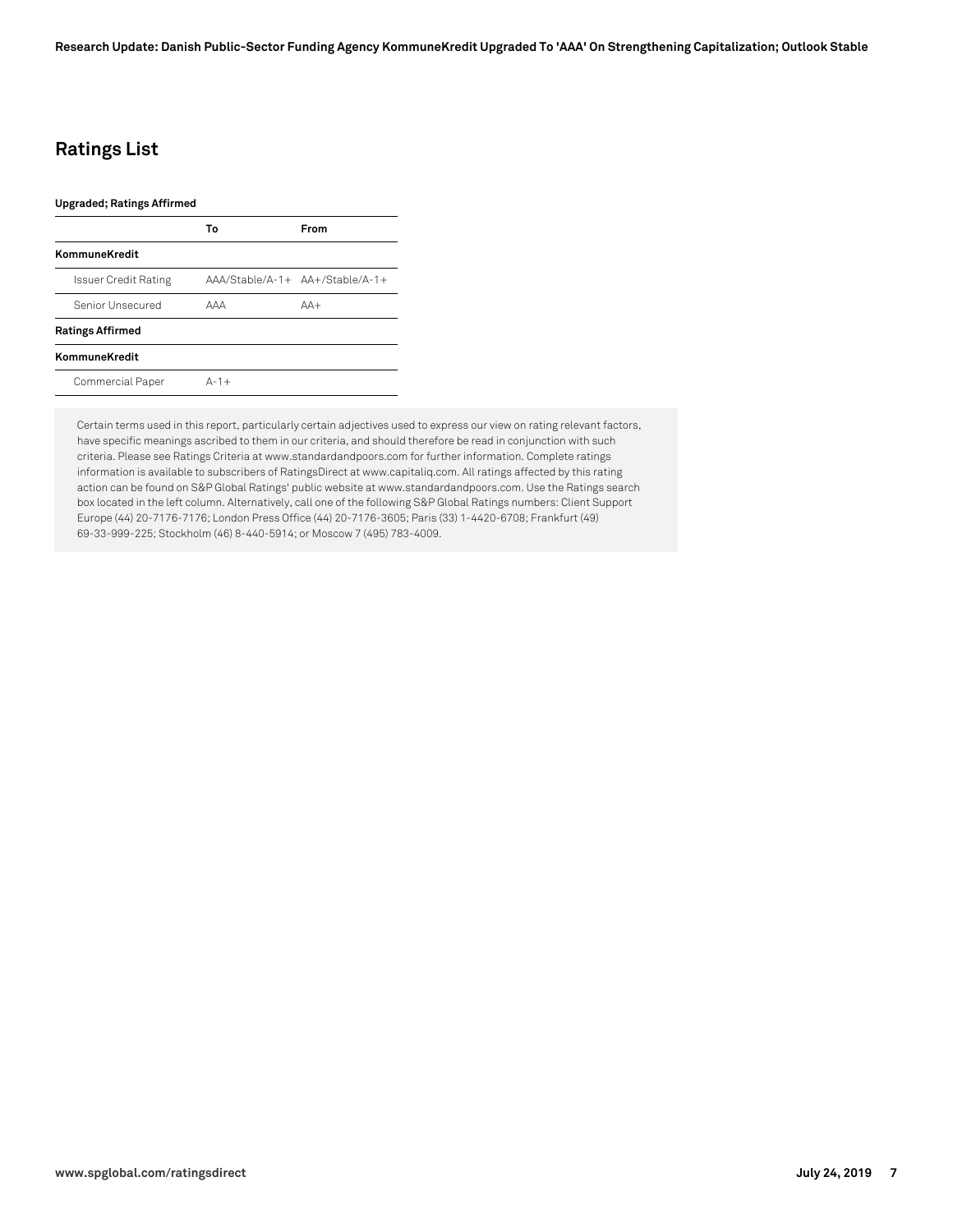## Ratings List

**Upgraded; Ratings Affirmed**

| | To | From |
|---|---|---|
| **KommuneKredit** | | |
| Issuer Credit Rating | AAA/Stable/A-1+ | AA+/Stable/A-1+ |
| Senior Unsecured | AAA | AA+ |
| **Ratings Affirmed** | | |
| **KommuneKredit** | | |
| Commercial Paper | A-1+ | |

Certain terms used in this report, particularly certain adjectives used to express our view on rating relevant factors, have specific meanings ascribed to them in our criteria, and should therefore be read in conjunction with such criteria. Please see Ratings Criteria at www.standardandpoors.com for further information. Complete ratings information is available to subscribers of RatingsDirect at www.capitaliq.com. All ratings affected by this rating action can be found on S&P Global Ratings' public website at www.standardandpoors.com. Use the Ratings search box located in the left column. Alternatively, call one of the following S&P Global Ratings numbers: Client Support Europe (44) 20-7176-7176; London Press Office (44) 20-7176-3605; Paris (33) 1-4420-6708; Frankfurt (49) 69-33-999-225; Stockholm (46) 8-440-5914; or Moscow 7 (495) 783-4009.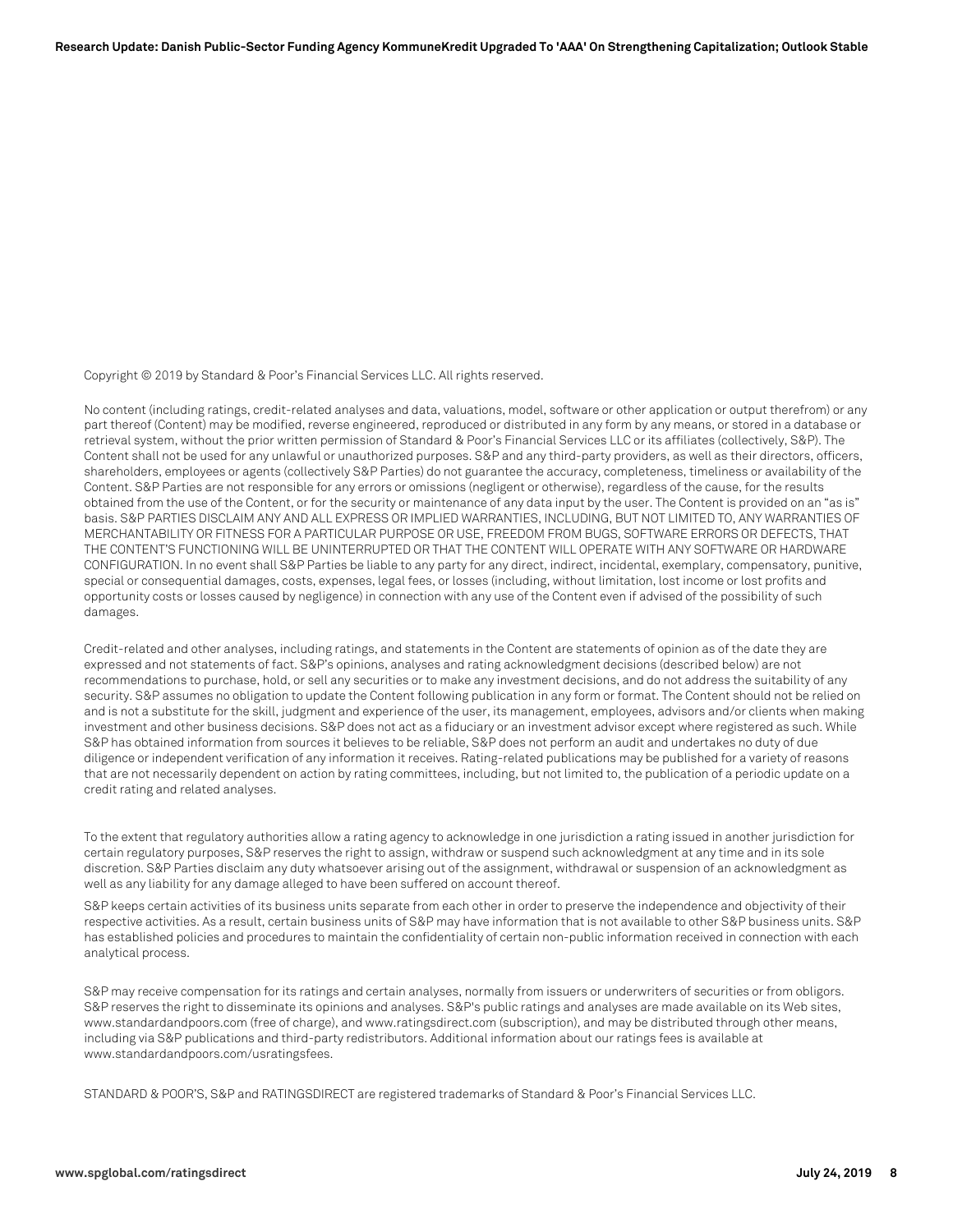Copyright © 2019 by Standard & Poor's Financial Services LLC. All rights reserved.

No content (including ratings, credit-related analyses and data, valuations, model, software or other application or output therefrom) or any part thereof (Content) may be modified, reverse engineered, reproduced or distributed in any form by any means, or stored in a database or retrieval system, without the prior written permission of Standard & Poor's Financial Services LLC or its affiliates (collectively, S&P). The Content shall not be used for any unlawful or unauthorized purposes. S&P and any third-party providers, as well as their directors, officers, shareholders, employees or agents (collectively S&P Parties) do not guarantee the accuracy, completeness, timeliness or availability of the Content. S&P Parties are not responsible for any errors or omissions (negligent or otherwise), regardless of the cause, for the results obtained from the use of the Content, or for the security or maintenance of any data input by the user. The Content is provided on an "as is" basis. S&P PARTIES DISCLAIM ANY AND ALL EXPRESS OR IMPLIED WARRANTIES, INCLUDING, BUT NOT LIMITED TO, ANY WARRANTIES OF MERCHANTABILITY OR FITNESS FOR A PARTICULAR PURPOSE OR USE, FREEDOM FROM BUGS, SOFTWARE ERRORS OR DEFECTS, THAT THE CONTENT'S FUNCTIONING WILL BE UNINTERRUPTED OR THAT THE CONTENT WILL OPERATE WITH ANY SOFTWARE OR HARDWARE CONFIGURATION. In no event shall S&P Parties be liable to any party for any direct, indirect, incidental, exemplary, compensatory, punitive, special or consequential damages, costs, expenses, legal fees, or losses (including, without limitation, lost income or lost profits and opportunity costs or losses caused by negligence) in connection with any use of the Content even if advised of the possibility of such damages.

Credit-related and other analyses, including ratings, and statements in the Content are statements of opinion as of the date they are expressed and not statements of fact. S&P's opinions, analyses and rating acknowledgment decisions (described below) are not recommendations to purchase, hold, or sell any securities or to make any investment decisions, and do not address the suitability of any security. S&P assumes no obligation to update the Content following publication in any form or format. The Content should not be relied on and is not a substitute for the skill, judgment and experience of the user, its management, employees, advisors and/or clients when making investment and other business decisions. S&P does not act as a fiduciary or an investment advisor except where registered as such. While S&P has obtained information from sources it believes to be reliable, S&P does not perform an audit and undertakes no duty of due diligence or independent verification of any information it receives. Rating-related publications may be published for a variety of reasons that are not necessarily dependent on action by rating committees, including, but not limited to, the publication of a periodic update on a credit rating and related analyses.

To the extent that regulatory authorities allow a rating agency to acknowledge in one jurisdiction a rating issued in another jurisdiction for certain regulatory purposes, S&P reserves the right to assign, withdraw or suspend such acknowledgment at any time and in its sole discretion. S&P Parties disclaim any duty whatsoever arising out of the assignment, withdrawal or suspension of an acknowledgment as well as any liability for any damage alleged to have been suffered on account thereof.

S&P keeps certain activities of its business units separate from each other in order to preserve the independence and objectivity of their respective activities. As a result, certain business units of S&P may have information that is not available to other S&P business units. S&P has established policies and procedures to maintain the confidentiality of certain non-public information received in connection with each analytical process.

S&P may receive compensation for its ratings and certain analyses, normally from issuers or underwriters of securities or from obligors. S&P reserves the right to disseminate its opinions and analyses. S&P's public ratings and analyses are made available on its Web sites, www.standardandpoors.com (free of charge), and www.ratingsdirect.com (subscription), and may be distributed through other means, including via S&P publications and third-party redistributors. Additional information about our ratings fees is available at www.standardandpoors.com/usratingsfees.

STANDARD & POOR'S, S&P and RATINGSDIRECT are registered trademarks of Standard & Poor's Financial Services LLC.